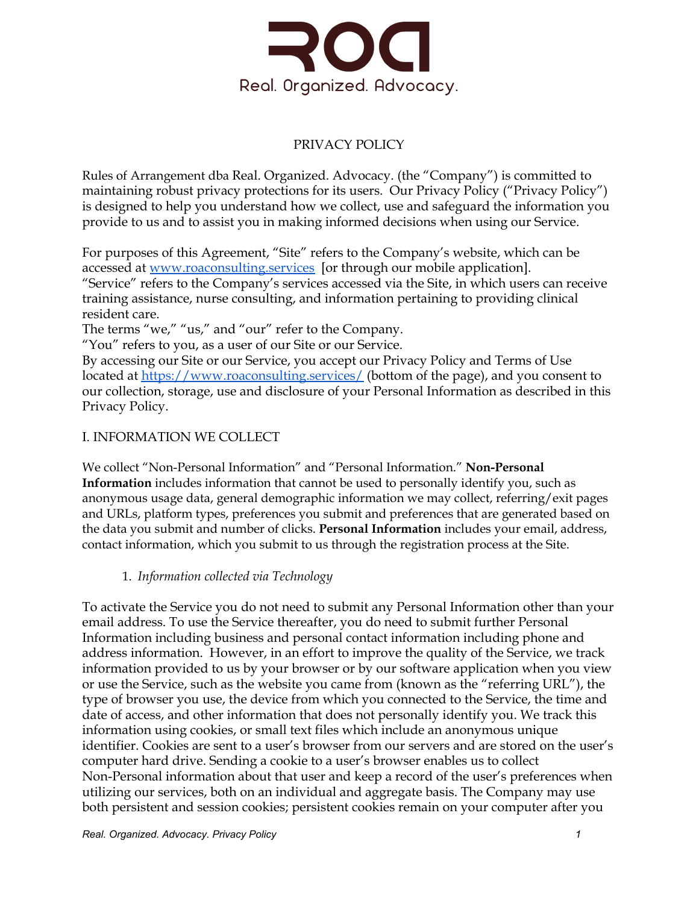ROA

Real. Organized. Advocacy.

# PRIVACY POLICY

Rules of Arrangement dba Real. Organized. Advocacy. (the "Company") is committed to maintaining robust privacy protections for its users. Our Privacy Policy ("Privacy Policy") is designed to help you understand how we collect, use and safeguard the information you provide to us and to assist you in making informed decisions when using our Service.

For purposes of this Agreement, "Site" refers to the Company's website, which can be accessed at [www.roaconsulting.services](http://www.roaconsulting.services) [or through our mobile application].
"Service" refers to the Company's services accessed via the Site, in which users can receive training assistance, nurse consulting, and information pertaining to providing clinical resident care.
The terms "we," "us," and "our" refer to the Company.
"You" refers to you, as a user of our Site or our Service.
By accessing our Site or our Service, you accept our Privacy Policy and Terms of Use located at [https://www.roaconsulting.services/](https://www.roaconsulting.services/) (bottom of the page), and you consent to our collection, storage, use and disclosure of your Personal Information as described in this Privacy Policy.

## I. INFORMATION WE COLLECT

We collect "Non-Personal Information" and "Personal Information." **Non-Personal Information** includes information that cannot be used to personally identify you, such as anonymous usage data, general demographic information we may collect, referring/exit pages and URLs, platform types, preferences you submit and preferences that are generated based on the data you submit and number of clicks. **Personal Information** includes your email, address, contact information, which you submit to us through the registration process at the Site.

1. *Information collected via Technology*

To activate the Service you do not need to submit any Personal Information other than your email address. To use the Service thereafter, you do need to submit further Personal Information including business and personal contact information including phone and address information. However, in an effort to improve the quality of the Service, we track information provided to us by your browser or by our software application when you view or use the Service, such as the website you came from (known as the "referring URL"), the type of browser you use, the device from which you connected to the Service, the time and date of access, and other information that does not personally identify you. We track this information using cookies, or small text files which include an anonymous unique identifier. Cookies are sent to a user's browser from our servers and are stored on the user's computer hard drive. Sending a cookie to a user's browser enables us to collect Non-Personal information about that user and keep a record of the user's preferences when utilizing our services, both on an individual and aggregate basis. The Company may use both persistent and session cookies; persistent cookies remain on your computer after you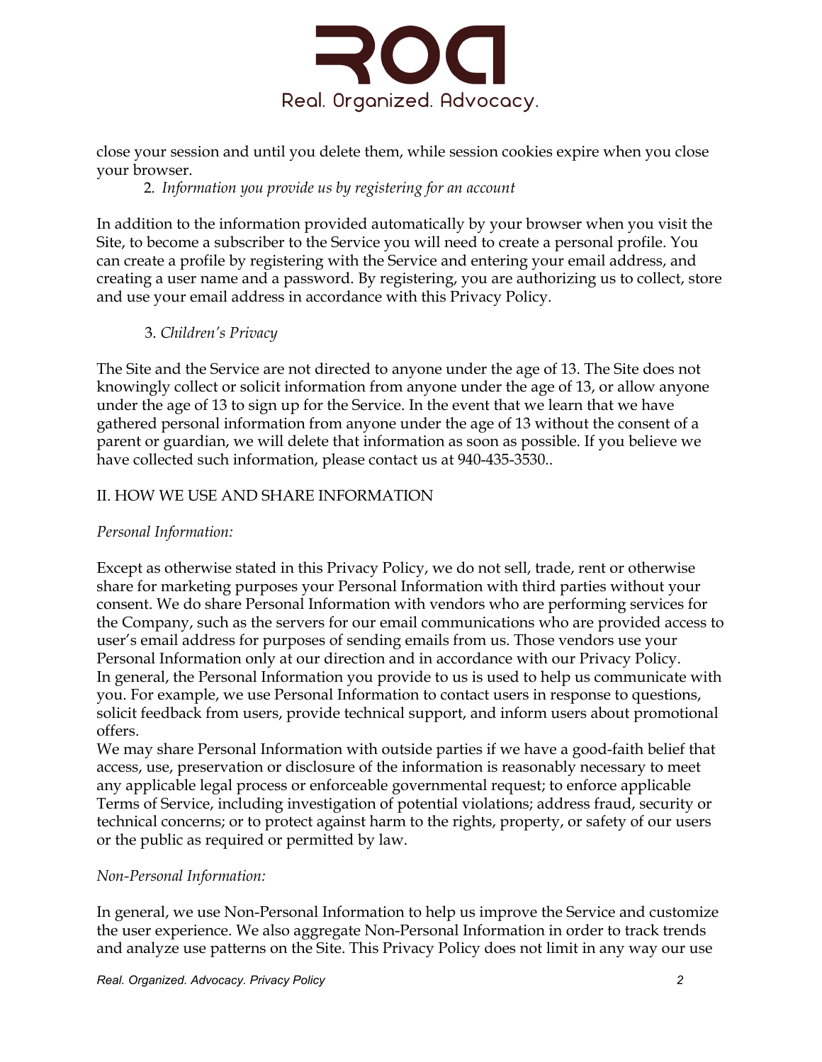close your session and until you delete them, while session cookies expire when you close your browser.

2. *Information you provide us by registering for an account*

In addition to the information provided automatically by your browser when you visit the Site, to become a subscriber to the Service you will need to create a personal profile. You can create a profile by registering with the Service and entering your email address, and creating a user name and a password. By registering, you are authorizing us to collect, store and use your email address in accordance with this Privacy Policy.

3. *Children's Privacy*

The Site and the Service are not directed to anyone under the age of 13. The Site does not knowingly collect or solicit information from anyone under the age of 13, or allow anyone under the age of 13 to sign up for the Service. In the event that we learn that we have gathered personal information from anyone under the age of 13 without the consent of a parent or guardian, we will delete that information as soon as possible. If you believe we have collected such information, please contact us at 940-435-3530..

## II. HOW WE USE AND SHARE INFORMATION

*Personal Information:*

Except as otherwise stated in this Privacy Policy, we do not sell, trade, rent or otherwise share for marketing purposes your Personal Information with third parties without your consent. We do share Personal Information with vendors who are performing services for the Company, such as the servers for our email communications who are provided access to user's email address for purposes of sending emails from us. Those vendors use your Personal Information only at our direction and in accordance with our Privacy Policy.
In general, the Personal Information you provide to us is used to help us communicate with you. For example, we use Personal Information to contact users in response to questions, solicit feedback from users, provide technical support, and inform users about promotional offers.
We may share Personal Information with outside parties if we have a good-faith belief that access, use, preservation or disclosure of the information is reasonably necessary to meet any applicable legal process or enforceable governmental request; to enforce applicable Terms of Service, including investigation of potential violations; address fraud, security or technical concerns; or to protect against harm to the rights, property, or safety of our users or the public as required or permitted by law.

*Non-Personal Information:*

In general, we use Non-Personal Information to help us improve the Service and customize the user experience. We also aggregate Non-Personal Information in order to track trends and analyze use patterns on the Site. This Privacy Policy does not limit in any way our use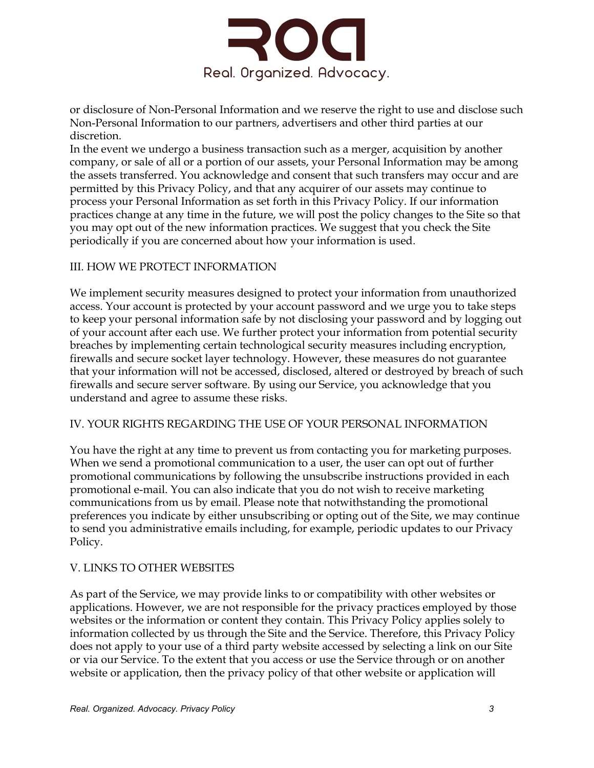or disclosure of Non-Personal Information and we reserve the right to use and disclose such Non-Personal Information to our partners, advertisers and other third parties at our discretion.

In the event we undergo a business transaction such as a merger, acquisition by another company, or sale of all or a portion of our assets, your Personal Information may be among the assets transferred. You acknowledge and consent that such transfers may occur and are permitted by this Privacy Policy, and that any acquirer of our assets may continue to process your Personal Information as set forth in this Privacy Policy. If our information practices change at any time in the future, we will post the policy changes to the Site so that you may opt out of the new information practices. We suggest that you check the Site periodically if you are concerned about how your information is used.

## III. HOW WE PROTECT INFORMATION

We implement security measures designed to protect your information from unauthorized access. Your account is protected by your account password and we urge you to take steps to keep your personal information safe by not disclosing your password and by logging out of your account after each use. We further protect your information from potential security breaches by implementing certain technological security measures including encryption, firewalls and secure socket layer technology. However, these measures do not guarantee that your information will not be accessed, disclosed, altered or destroyed by breach of such firewalls and secure server software. By using our Service, you acknowledge that you understand and agree to assume these risks.

## IV. YOUR RIGHTS REGARDING THE USE OF YOUR PERSONAL INFORMATION

You have the right at any time to prevent us from contacting you for marketing purposes. When we send a promotional communication to a user, the user can opt out of further promotional communications by following the unsubscribe instructions provided in each promotional e-mail. You can also indicate that you do not wish to receive marketing communications from us by email. Please note that notwithstanding the promotional preferences you indicate by either unsubscribing or opting out of the Site, we may continue to send you administrative emails including, for example, periodic updates to our Privacy Policy.

## V. LINKS TO OTHER WEBSITES

As part of the Service, we may provide links to or compatibility with other websites or applications. However, we are not responsible for the privacy practices employed by those websites or the information or content they contain. This Privacy Policy applies solely to information collected by us through the Site and the Service. Therefore, this Privacy Policy does not apply to your use of a third party website accessed by selecting a link on our Site or via our Service. To the extent that you access or use the Service through or on another website or application, then the privacy policy of that other website or application will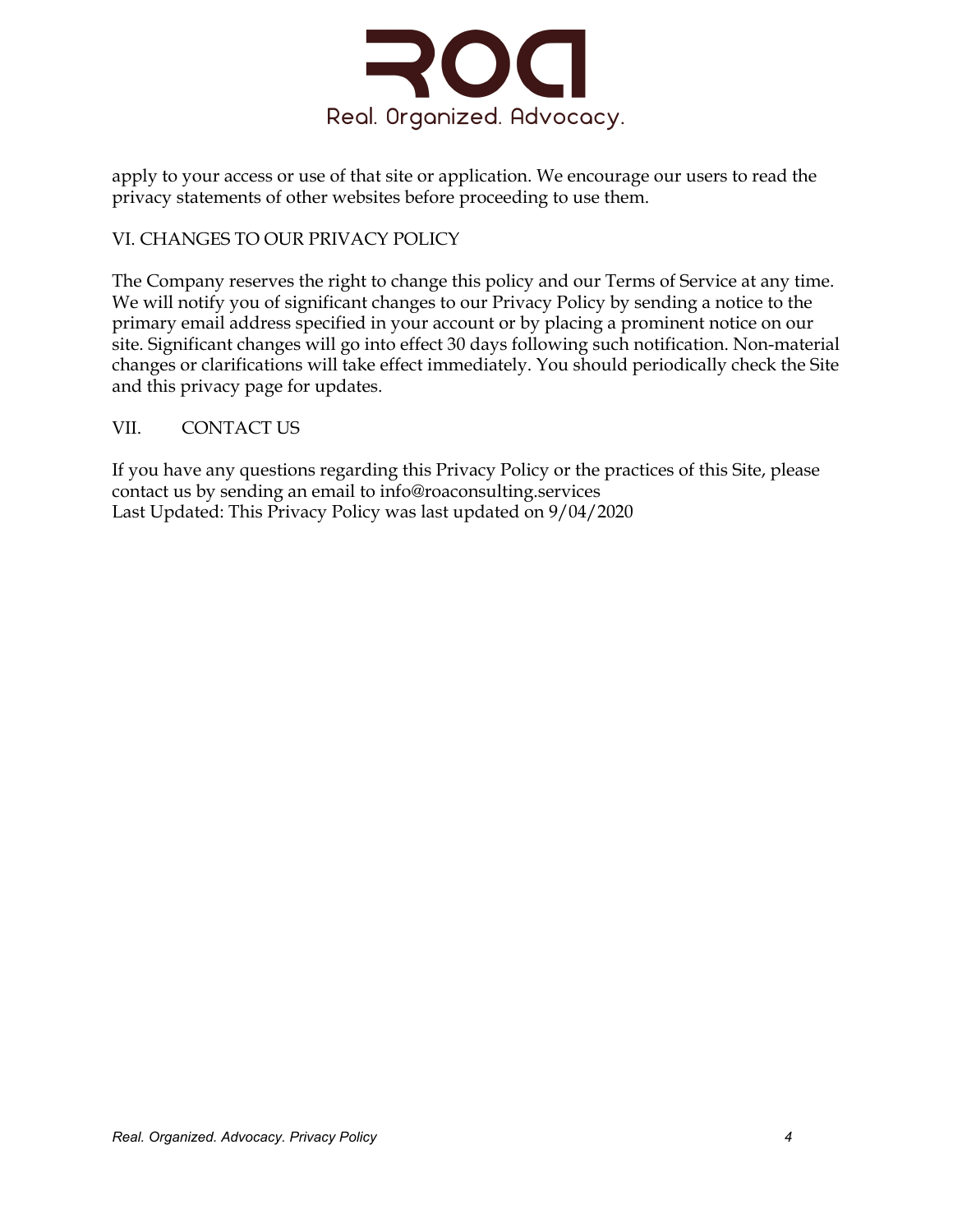apply to your access or use of that site or application. We encourage our users to read the privacy statements of other websites before proceeding to use them.

## VI. CHANGES TO OUR PRIVACY POLICY

The Company reserves the right to change this policy and our Terms of Service at any time. We will notify you of significant changes to our Privacy Policy by sending a notice to the primary email address specified in your account or by placing a prominent notice on our site. Significant changes will go into effect 30 days following such notification. Non-material changes or clarifications will take effect immediately. You should periodically check the Site and this privacy page for updates.

## VII. CONTACT US

If you have any questions regarding this Privacy Policy or the practices of this Site, please contact us by sending an email to info@roaconsulting.services
Last Updated: This Privacy Policy was last updated on 9/04/2020